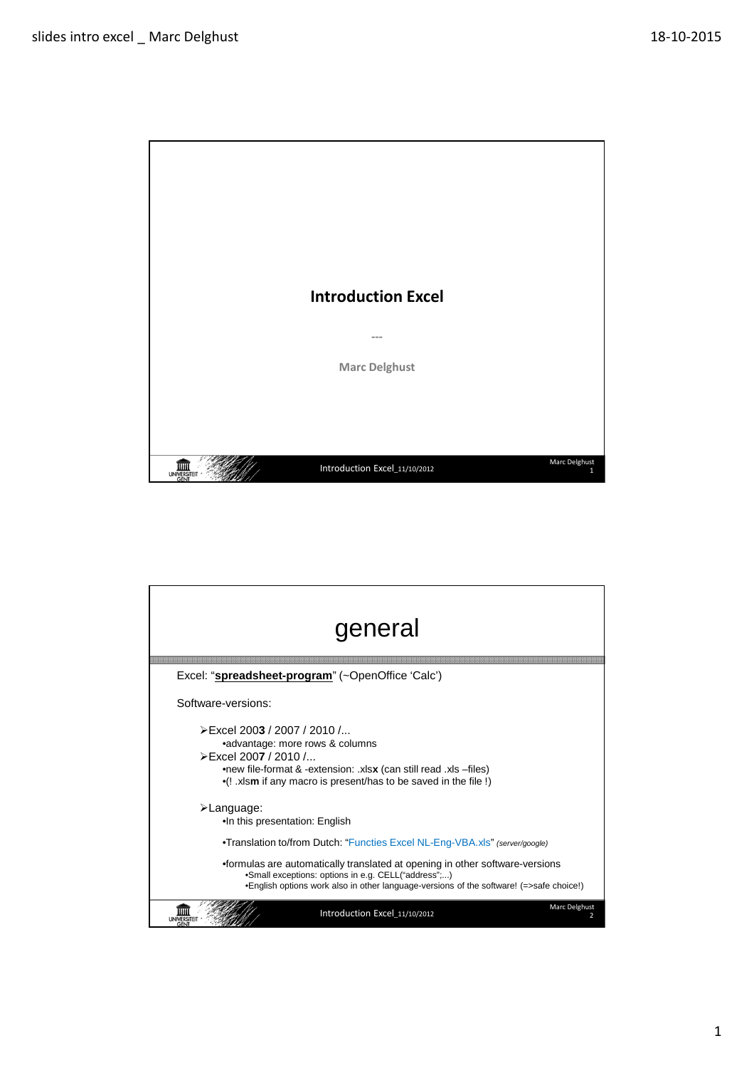# Introduction Excel

---

**Marc Delghust**

## general

Excel: "**spreadsheet-program**" (~OpenOffice 'Calc')

Software-versions:

- Excel 200**3** / 2007 / 2010 /...
  - advantage: more rows & columns
- Excel 200**7** / 2010 /...
  - new file-format & -extension: .xls**x** (can still read .xls –files)
  - (! .xls**m** if any macro is present/has to be saved in the file !)

- Language:
  - In this presentation: English
  - Translation to/from Dutch: "Functies Excel NL-Eng-VBA.xls" *(server/google)*
  - formulas are automatically translated at opening in other software-versions
    - Small exceptions: options in e.g. CELL("address";...)
    - English options work also in other language-versions of the software! (=>safe choice!)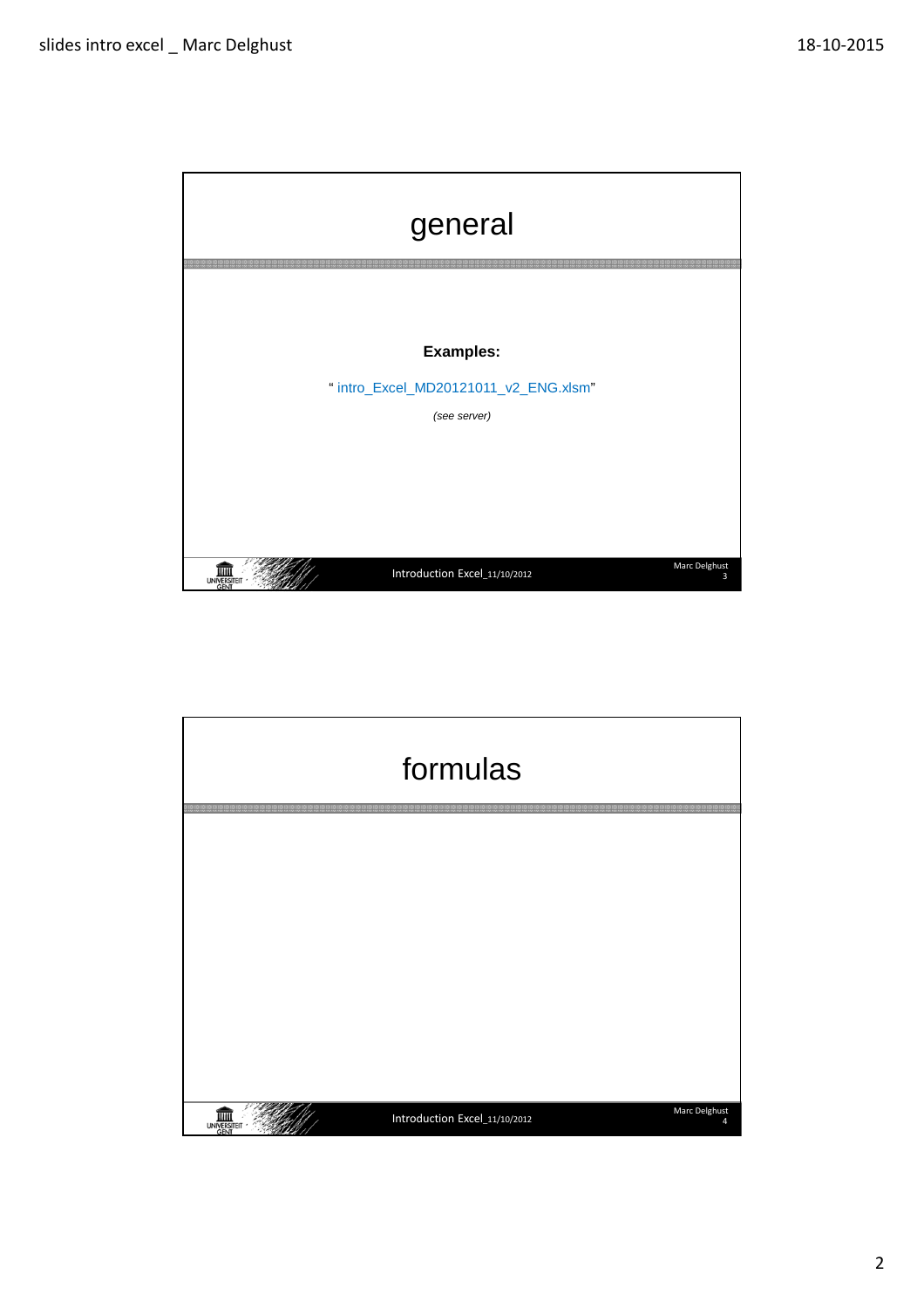# general

**Examples:**

" intro_Excel_MD20121011_v2_ENG.xlsm"

*(see server)*

# formulas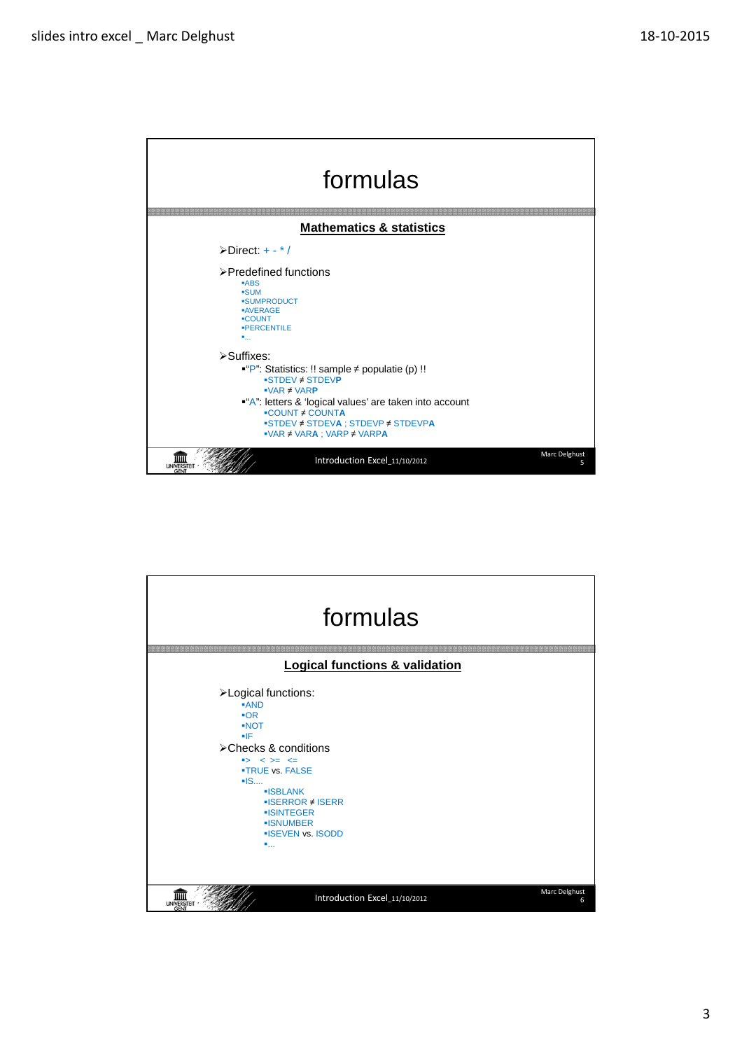# formulas

## Mathematics & statistics

- Direct: + - * /
- Predefined functions
  - ABS
  - SUM
  - SUMPRODUCT
  - AVERAGE
  - COUNT
  - PERCENTILE
  - …
- Suffixes:
  - "P": Statistics: !! sample ≠ populatie (p) !!
    - STDEV ≠ STDEV**P**
    - VAR ≠ VAR**P**
  - "A": letters & 'logical values' are taken into account
    - COUNT ≠ COUNT**A**
    - STDEV ≠ STDEV**A** ; STDEVP ≠ STDEVP**A**
    - VAR ≠ VAR**A** ; VARP ≠ VARP**A**

Introduction Excel_11/10/2012

# formulas

## Logical functions & validation

- Logical functions:
  - AND
  - OR
  - NOT
  - IF
- Checks & conditions
  - > < >= <=
  - TRUE vs. FALSE
  - IS....
    - ISBLANK
    - ISERROR ≠ ISERR
    - ISINTEGER
    - ISNUMBER
    - ISEVEN vs. ISODD
    - …

Introduction Excel_11/10/2012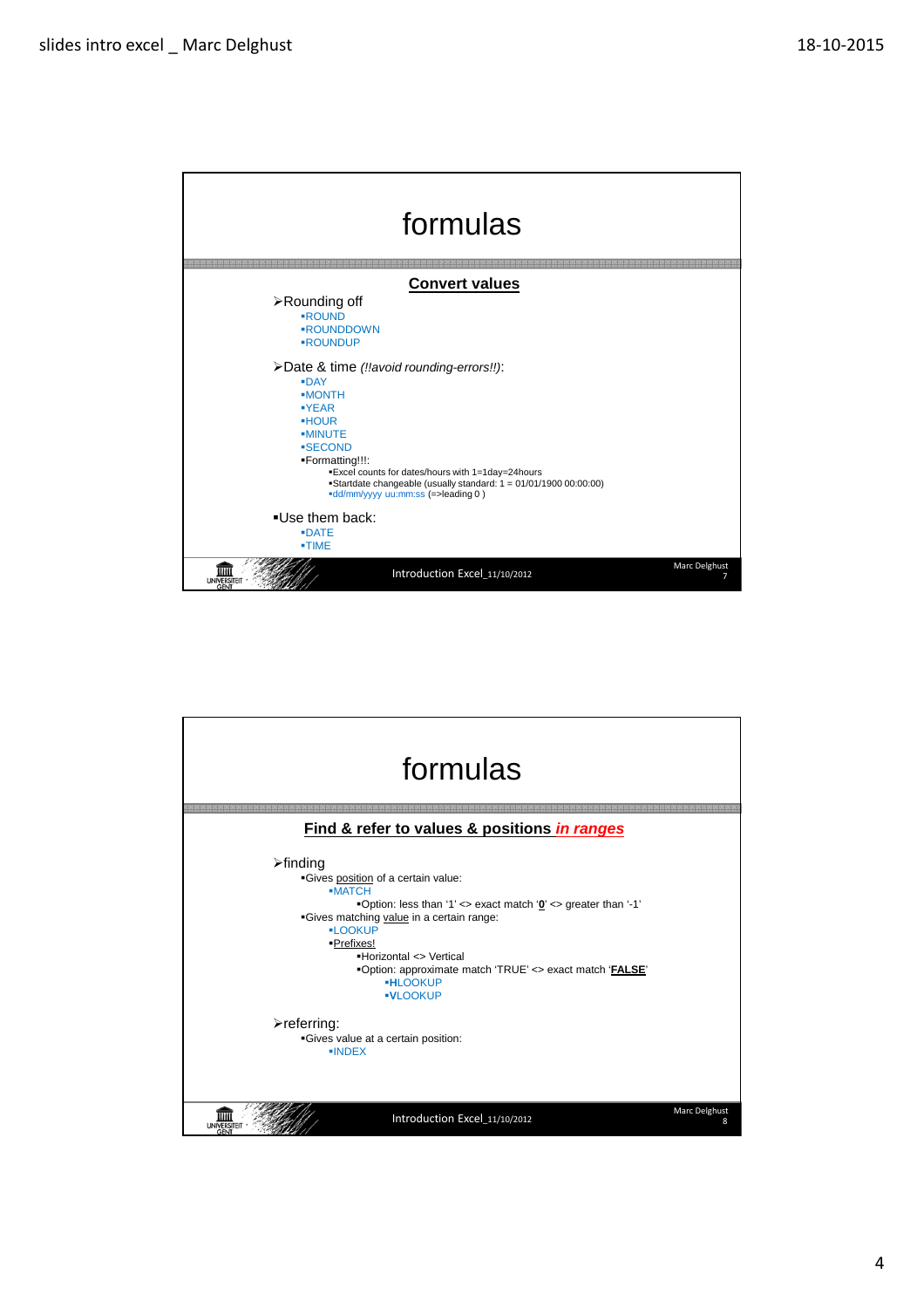# formulas

## Convert values

- Rounding off
  - ROUND
  - ROUNDDOWN
  - ROUNDUP
- Date & time *(!!avoid rounding-errors!!)*:
  - DAY
  - MONTH
  - YEAR
  - HOUR
  - MINUTE
  - SECOND
  - Formatting!!!:
    - Excel counts for dates/hours with 1=1day=24hours
    - Startdate changeable (usually standard: 1 = 01/01/1900 00:00:00)
    - dd/mm/yyyy uu:mm:ss (=>leading 0 )
- Use them back:
  - DATE
  - TIME

Introduction Excel_11/10/2012 — Marc Delghust 7

# formulas

## Find & refer to values & positions *in ranges*

- finding
  - Gives position of a certain value:
    - MATCH
      - Option: less than '1' <> exact match '**0**' <> greater than '-1'
  - Gives matching value in a certain range:
    - LOOKUP
    - Prefixes!
      - Horizontal <> Vertical
      - Option: approximate match 'TRUE' <> exact match '**FALSE**'
        - **H**LOOKUP
        - **V**LOOKUP
- referring:
  - Gives value at a certain position:
    - INDEX

Introduction Excel_11/10/2012 — Marc Delghust 8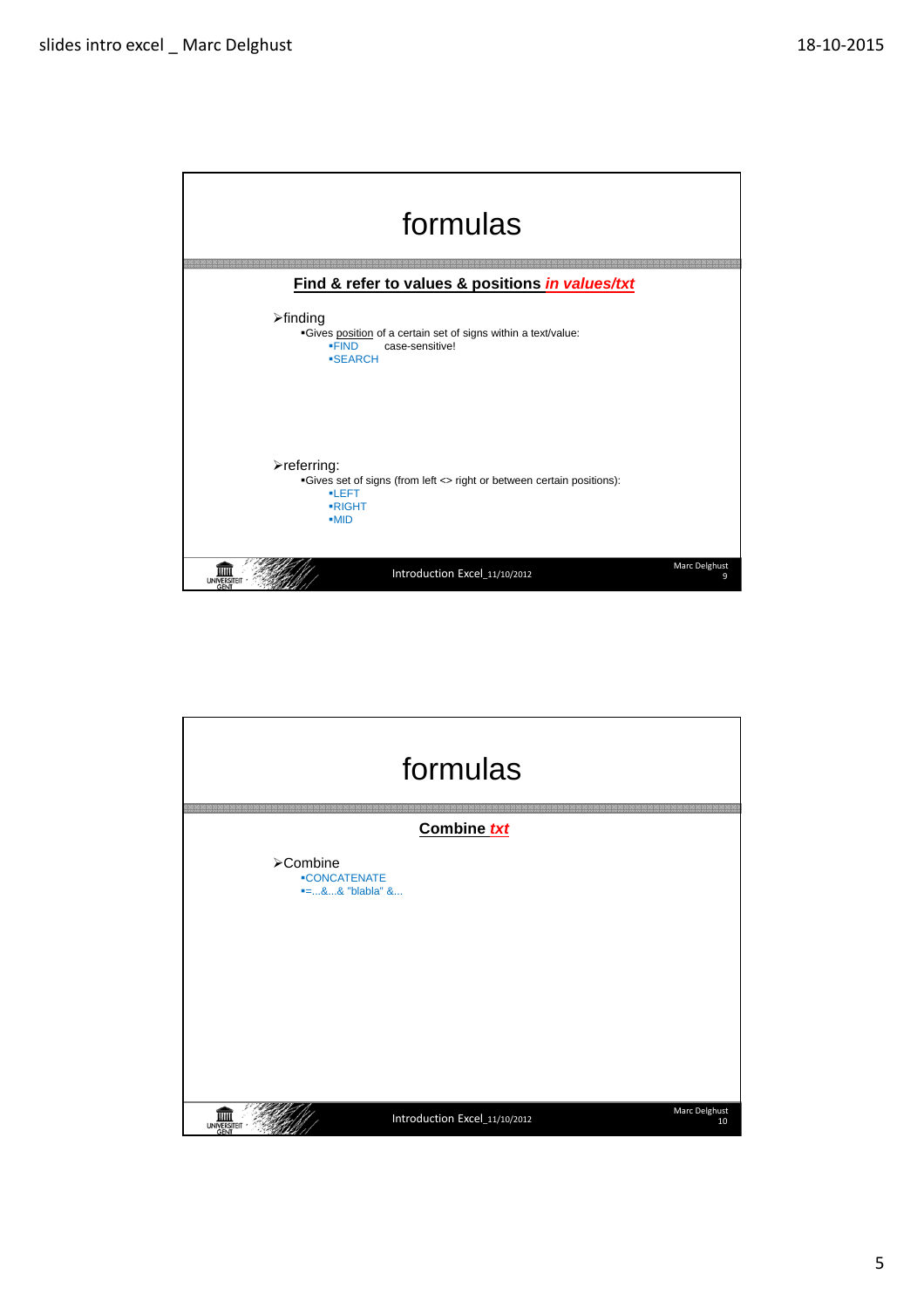# formulas

**Find & refer to values & positions *in values/txt***

- finding
  - Gives position of a certain set of signs within a text/value:
    - FIND case-sensitive!
    - SEARCH

- referring:
  - Gives set of signs (from left <> right or between certain positions):
    - LEFT
    - RIGHT
    - MID

# formulas

**Combine *txt***

- Combine
  - CONCATENATE
  - =...&...& "blabla" &...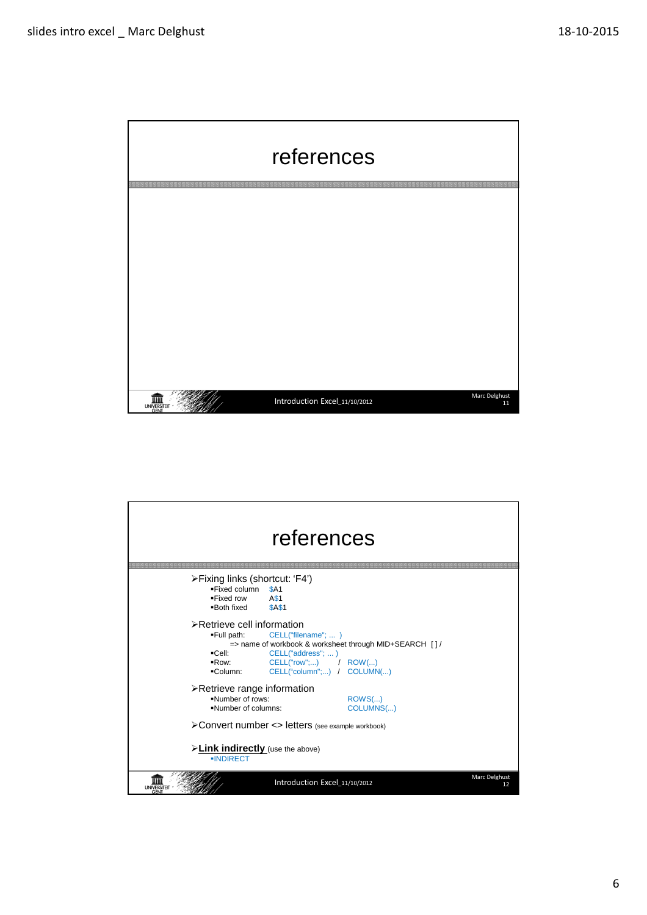# references

# references

- Fixing links (shortcut: 'F4')
  - Fixed column $A1
  - Fixed row A$1
  - Both fixed $A$1
- Retrieve cell information
  - Full path: CELL("filename"; ... )
    => name of workbook & worksheet through MID+SEARCH [ ] /
  - Cell: CELL("address"; ... )
  - Row: CELL("row";...) / ROW(...)
  - Column: CELL("column";...) / COLUMN(...)
- Retrieve range information
  - Number of rows: ROWS(...)
  - Number of columns: COLUMNS(...)
- Convert number <> letters (see example workbook)
- **Link indirectly** (use the above)
  - INDIRECT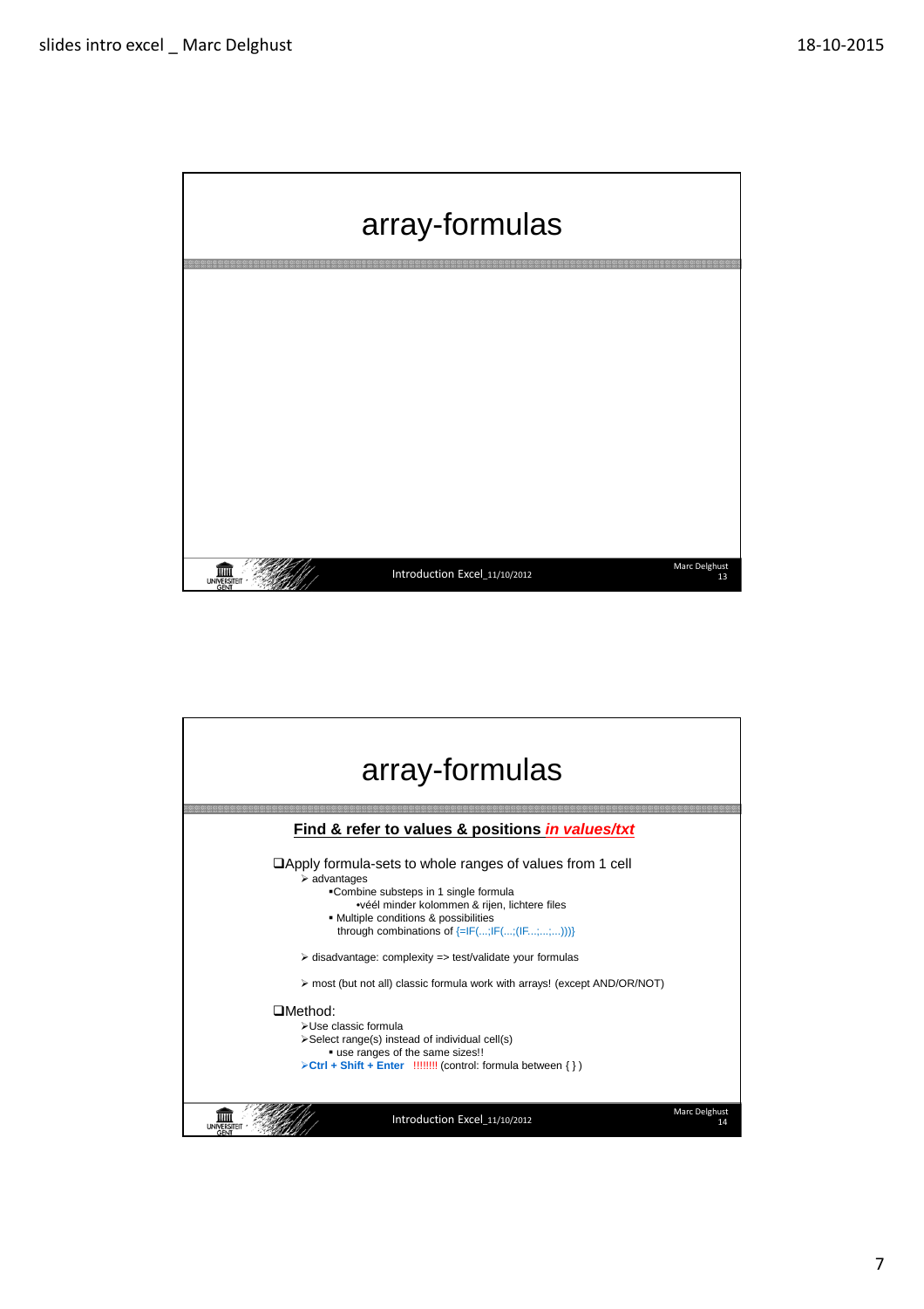# array-formulas

# array-formulas

**Find & refer to values & positions *in values/txt***

- Apply formula-sets to whole ranges of values from 1 cell
  - advantages
    - Combine substeps in 1 single formula
      - véél minder kolommen & rijen, lichtere files
    - Multiple conditions & possibilities through combinations of {=IF(...;IF(...;(IF...;...;...)))}
  - disadvantage: complexity => test/validate your formulas
  - most (but not all) classic formula work with arrays! (except AND/OR/NOT)

- Method:
  - Use classic formula
  - Select range(s) instead of individual cell(s)
    - use ranges of the same sizes!!
  - **Ctrl + Shift + Enter** !!!!!!! (control: formula between { } )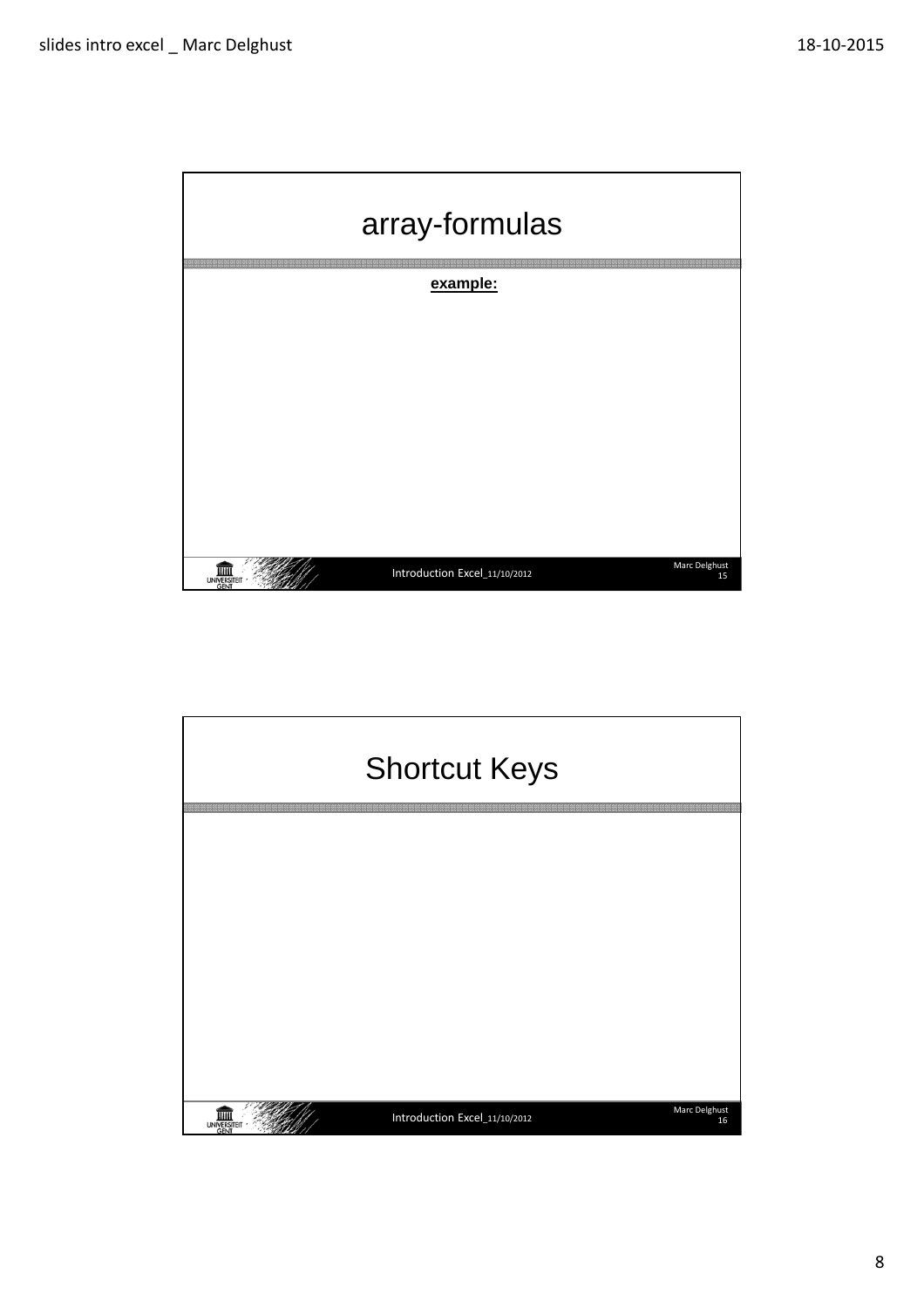# array-formulas

**example:**

# Shortcut Keys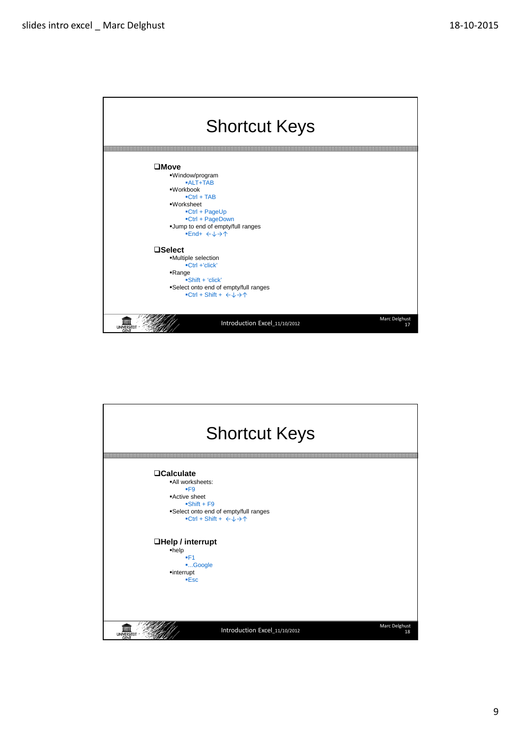## Shortcut Keys

**Move**

- Window/program
  - ALT+TAB
- Workbook
  - Ctrl + TAB
- Worksheet
  - Ctrl + PageUp
  - Ctrl + PageDown
- Jump to end of empty/full ranges
  - End+ ←↓→↑

**Select**

- Multiple selection
  - Ctrl +'click'
- Range
  - Shift + 'click'
- Select onto end of empty/full ranges
  - Ctrl + Shift + ←↓→↑

Introduction Excel_11/10/2012

Marc Delghust 17

## Shortcut Keys

**Calculate**

- All worksheets:
  - F9
- Active sheet
  - Shift + F9
- Select onto end of empty/full ranges
  - Ctrl + Shift + ←↓→↑

**Help / interrupt**

- help
  - F1
  - ...Google
- interrupt
  - Esc

Introduction Excel_11/10/2012

Marc Delghust 18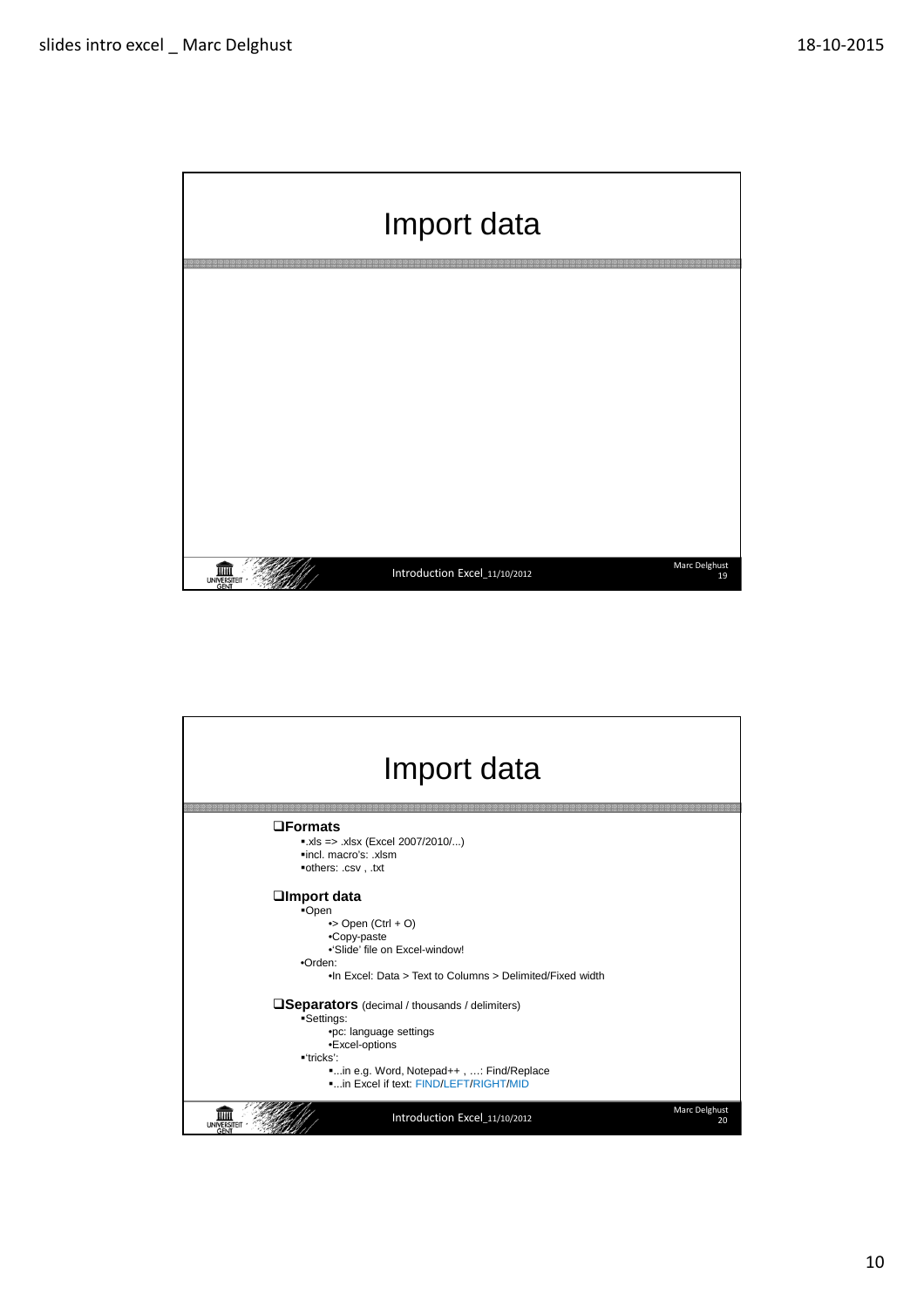# Import data

# Import data

**Formats**

- .xls => .xlsx (Excel 2007/2010/...)
- incl. macro's: .xlsm
- others: .csv , .txt

**Import data**

- Open
  - > Open (Ctrl + O)
  - Copy-paste
  - 'Slide' file on Excel-window!
- Orden:
  - In Excel: Data > Text to Columns > Delimited/Fixed width

**Separators** (decimal / thousands / delimiters)

- Settings:
  - pc: language settings
  - Excel-options
- 'tricks':
  - ...in e.g. Word, Notepad++ , …: Find/Replace
  - ...in Excel if text: FIND/LEFT/RIGHT/MID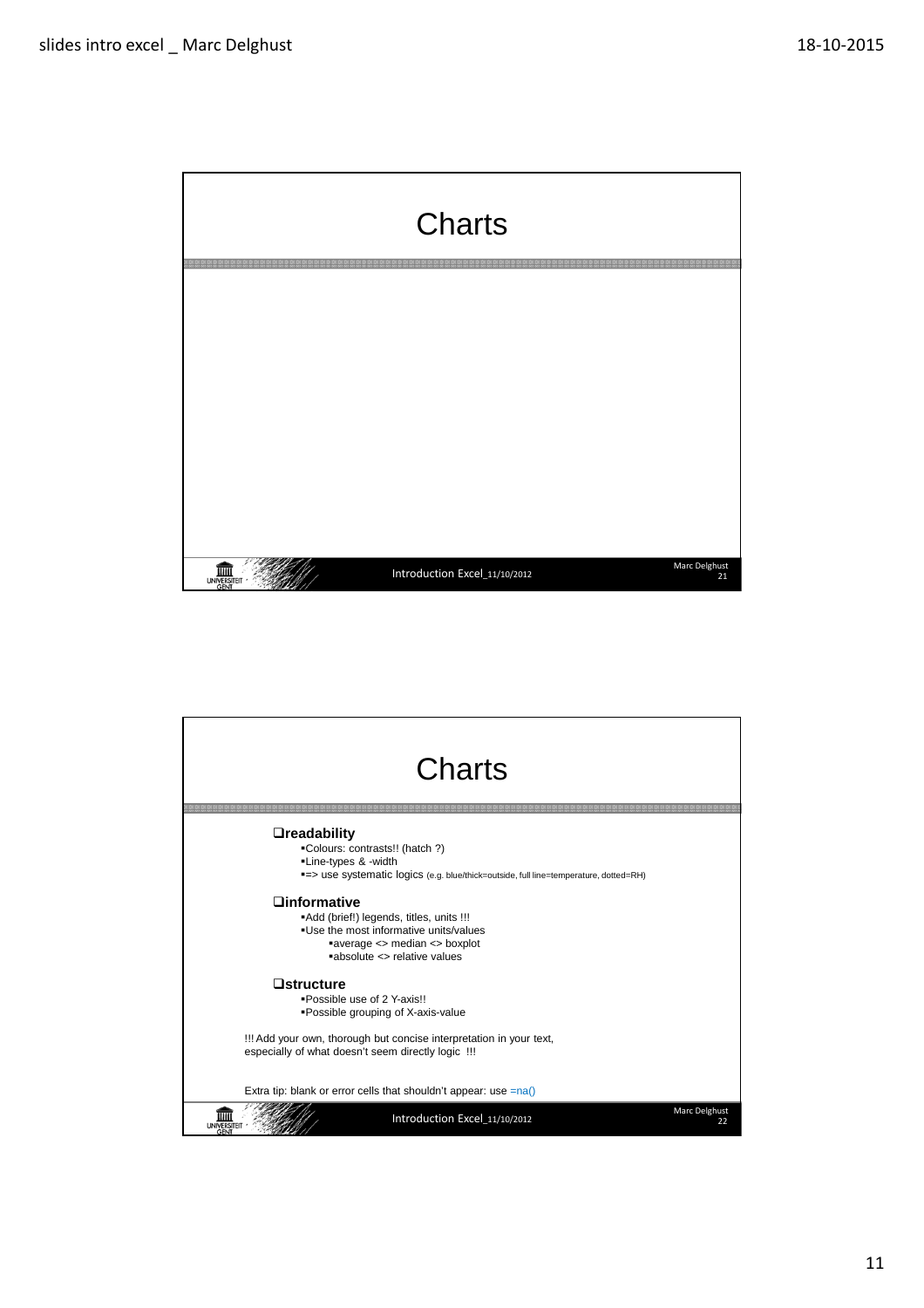# Charts

# Charts

### ❑readability

- Colours: contrasts!! (hatch ?)
- Line-types & -width
- => use systematic logics (e.g. blue/thick=outside, full line=temperature, dotted=RH)

### ❑informative

- Add (brief!) legends, titles, units !!!
- Use the most informative units/values
    - average <> median <> boxplot
    - absolute <> relative values

### ❑structure

- Possible use of 2 Y-axis!!
- Possible grouping of X-axis-value

!!! Add your own, thorough but concise interpretation in your text, especially of what doesn't seem directly logic !!!

Extra tip: blank or error cells that shouldn't appear: use =na()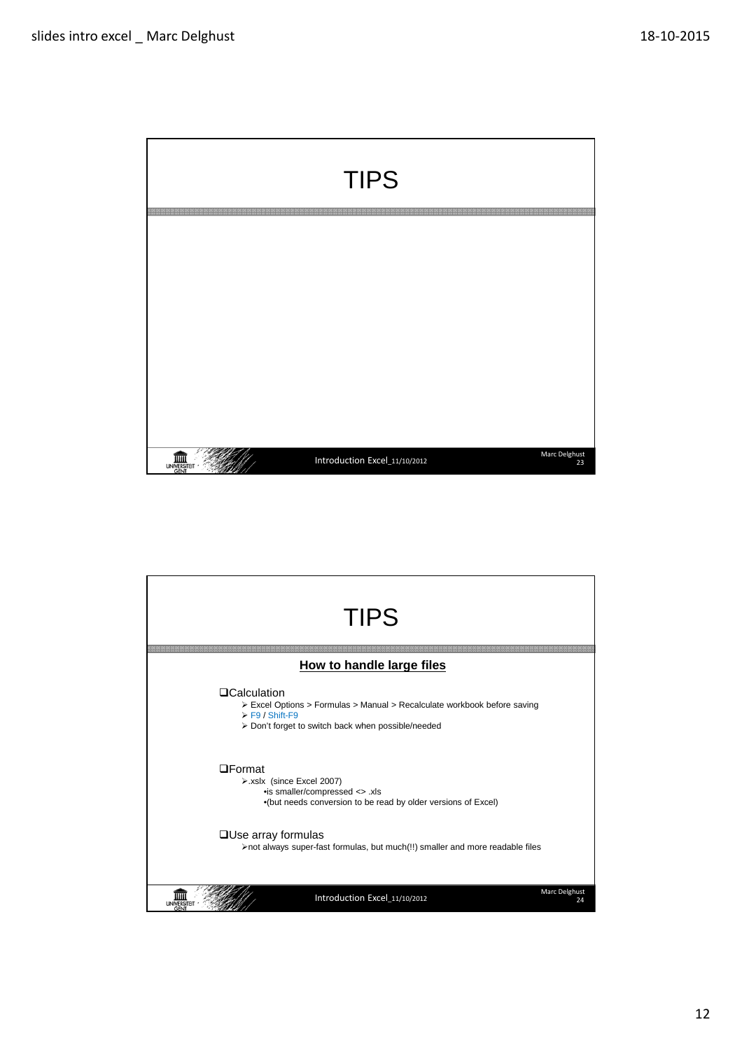# TIPS

# TIPS

## How to handle large files

- Calculation
  - Excel Options > Formulas > Manual > Recalculate workbook before saving
  - F9 / Shift-F9
  - Don't forget to switch back when possible/needed

- Format
  - .xslx (since Excel 2007)
    - is smaller/compressed <> .xls
    - (but needs conversion to be read by older versions of Excel)

- Use array formulas
  - not always super-fast formulas, but much(!!) smaller and more readable files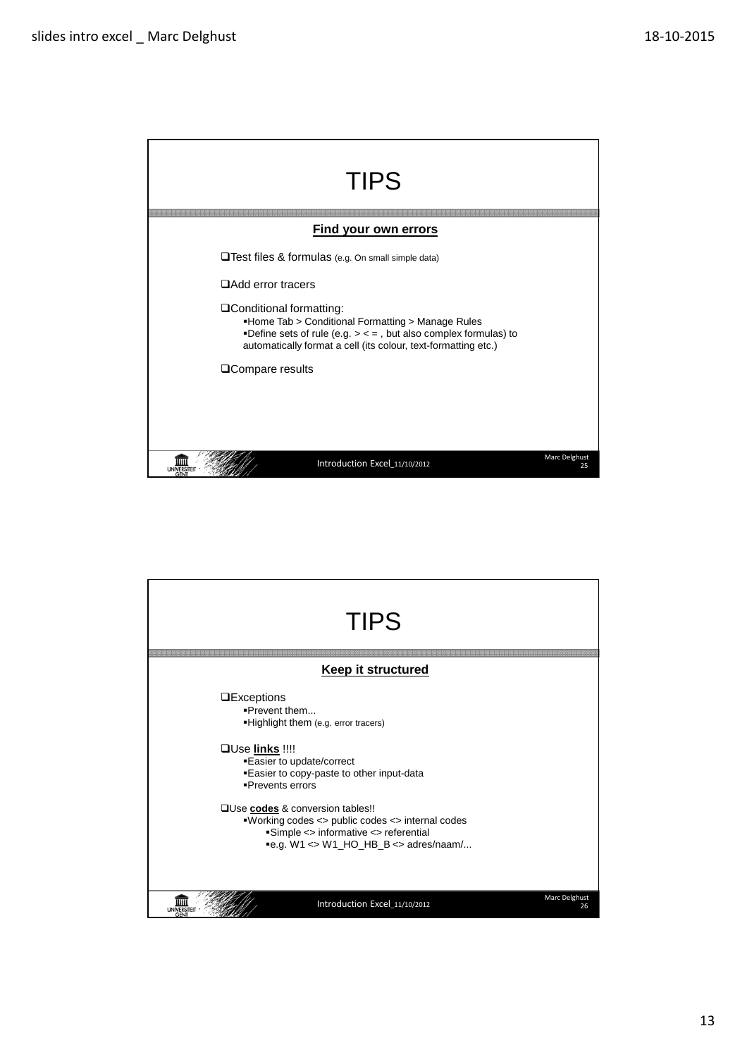# TIPS

**Find your own errors**

- Test files & formulas (e.g. On small simple data)
- Add error tracers
- Conditional formatting:
  - Home Tab > Conditional Formatting > Manage Rules
  - Define sets of rule (e.g. > < = , but also complex formulas) to automatically format a cell (its colour, text-formatting etc.)
- Compare results

# TIPS

**Keep it structured**

- Exceptions
  - Prevent them...
  - Highlight them (e.g. error tracers)
- Use **links** !!!!
  - Easier to update/correct
  - Easier to copy-paste to other input-data
  - Prevents errors
- Use **codes** & conversion tables!!
  - Working codes <> public codes <> internal codes
    - Simple <> informative <> referential
    - e.g. W1 <> W1_HO_HB_B <> adres/naam/...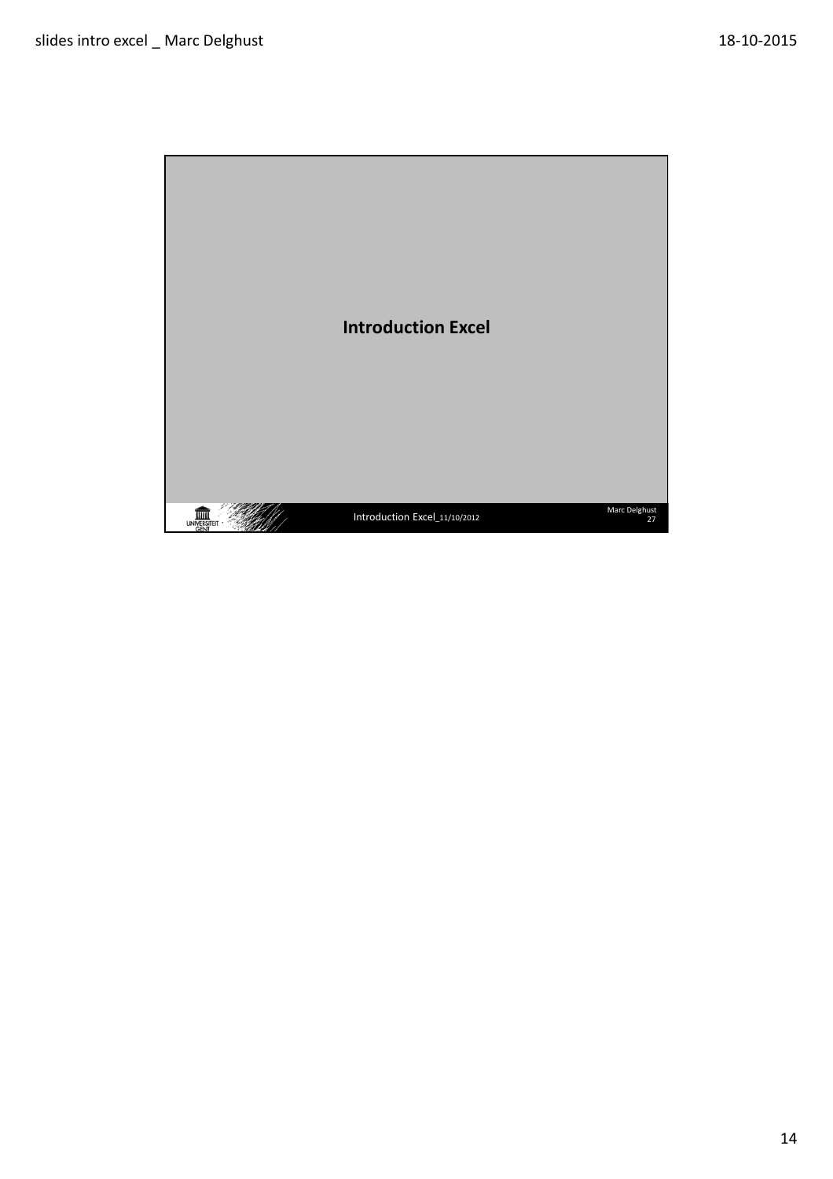# Introduction Excel

Introduction Excel_11/10/2012

Marc Delghust
27